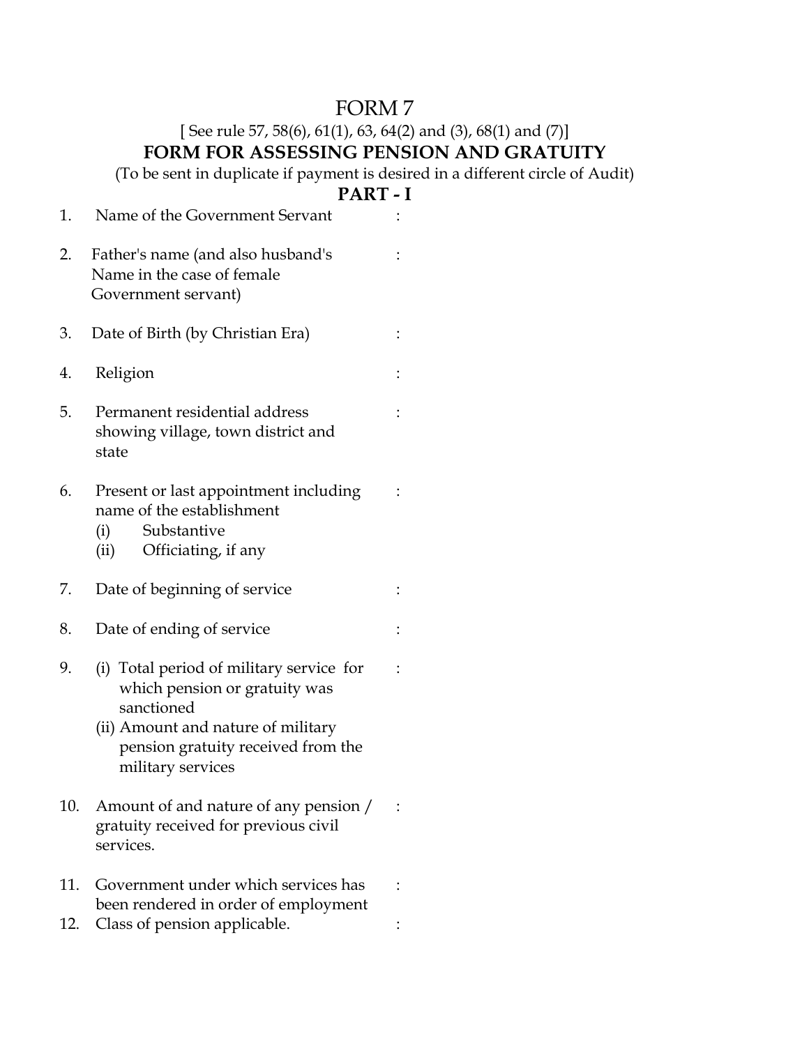# FORM 7

[ See rule 57, 58(6), 61(1), 63, 64(2) and (3), 68(1) and (7)]

## FORM FOR ASSESSING PENSION AND GRATUITY

(To be sent in duplicate if payment is desired in a different circle of Audit)

## PART - I

1. Name of the Government Servant :

2. Father's name (and also husband's Name in the case of female Government servant) :

3. Date of Birth (by Christian Era) :

4. Religion :

5. Permanent residential address showing village, town district and state :

6. Present or last appointment including name of the establishment :
   - (i) Substantive
   - (ii) Officiating, if any

7. Date of beginning of service :

8. Date of ending of service :

9. (i) Total period of military service for which pension or gratuity was sanctioned :
   (ii) Amount and nature of military pension gratuity received from the military services

10. Amount of and nature of any pension / gratuity received for previous civil services. :

11. Government under which services has been rendered in order of employment :

12. Class of pension applicable. :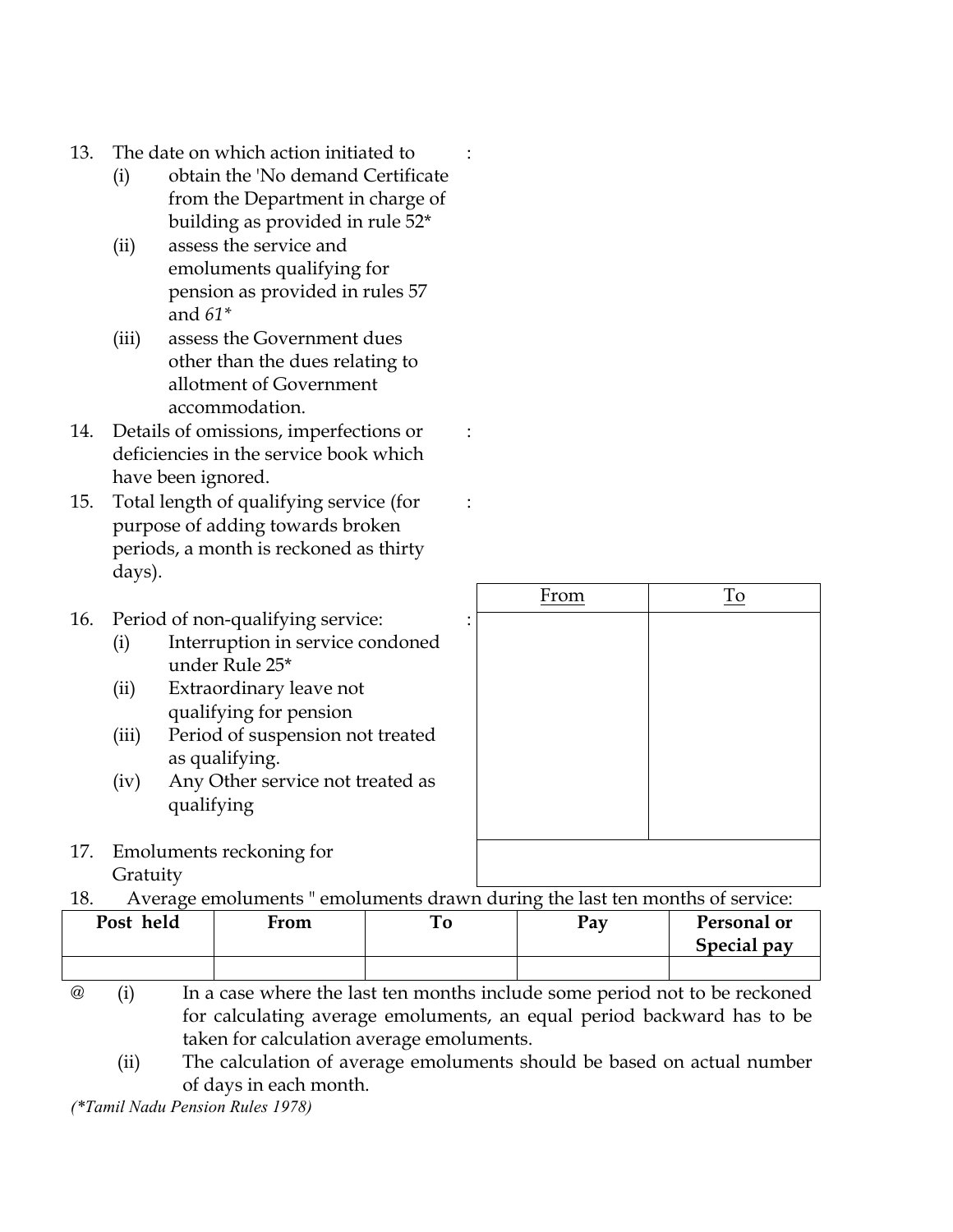13. The date on which action initiated to :
    (i) obtain the 'No demand Certificate from the Department in charge of building as provided in rule 52*
    (ii) assess the service and emoluments qualifying for pension as provided in rules 57 and *61**
    (iii) assess the Government dues other than the dues relating to allotment of Government accommodation.
14. Details of omissions, imperfections or deficiencies in the service book which have been ignored. :
15. Total length of qualifying service (for purpose of adding towards broken periods, a month is reckoned as thirty days). :
16. Period of non-qualifying service: :
    (i) Interruption in service condoned under Rule 25*
    (ii) Extraordinary leave not qualifying for pension
    (iii) Period of suspension not treated as qualifying.
    (iv) Any Other service not treated as qualifying

| From | To |
|---|---|
| | |

17. Emoluments reckoning for Gratuity

18. Average emoluments " emoluments drawn during the last ten months of service:

| Post held | From | To | Pay | Personal or Special pay |
|---|---|---|---|---|
| | | | | |

@ (i) In a case where the last ten months include some period not to be reckoned for calculating average emoluments, an equal period backward has to be taken for calculation average emoluments.
  (ii) The calculation of average emoluments should be based on actual number of days in each month.

*(*Tamil Nadu Pension Rules 1978)*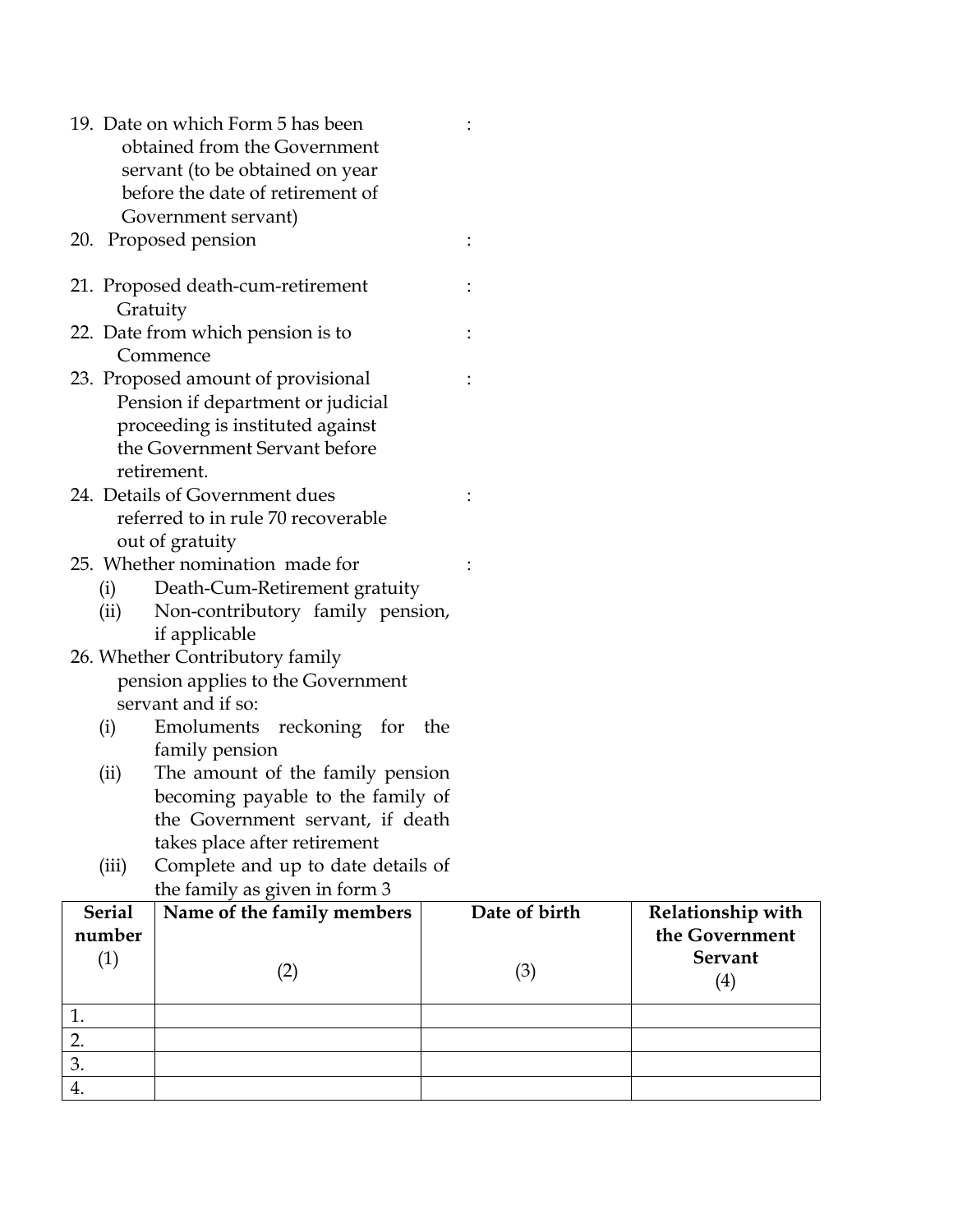19. Date on which Form 5 has been obtained from the Government servant (to be obtained on year before the date of retirement of Government servant) :

20. Proposed pension :

21. Proposed death-cum-retirement Gratuity :

22. Date from which pension is to Commence :

23. Proposed amount of provisional Pension if department or judicial proceeding is instituted against the Government Servant before retirement. :

24. Details of Government dues referred to in rule 70 recoverable out of gratuity :

25. Whether nomination made for :
    - (i) Death-Cum-Retirement gratuity
    - (ii) Non-contributory family pension, if applicable

26. Whether Contributory family pension applies to the Government servant and if so:
    - (i) Emoluments reckoning for the family pension
    - (ii) The amount of the family pension becoming payable to the family of the Government servant, if death takes place after retirement
    - (iii) Complete and up to date details of the family as given in form 3

| **Serial number** (1) | **Name of the family members** (2) | **Date of birth** (3) | **Relationship with the Government Servant** (4) |
|---|---|---|---|
| 1. | | | |
| 2. | | | |
| 3. | | | |
| 4. | | | |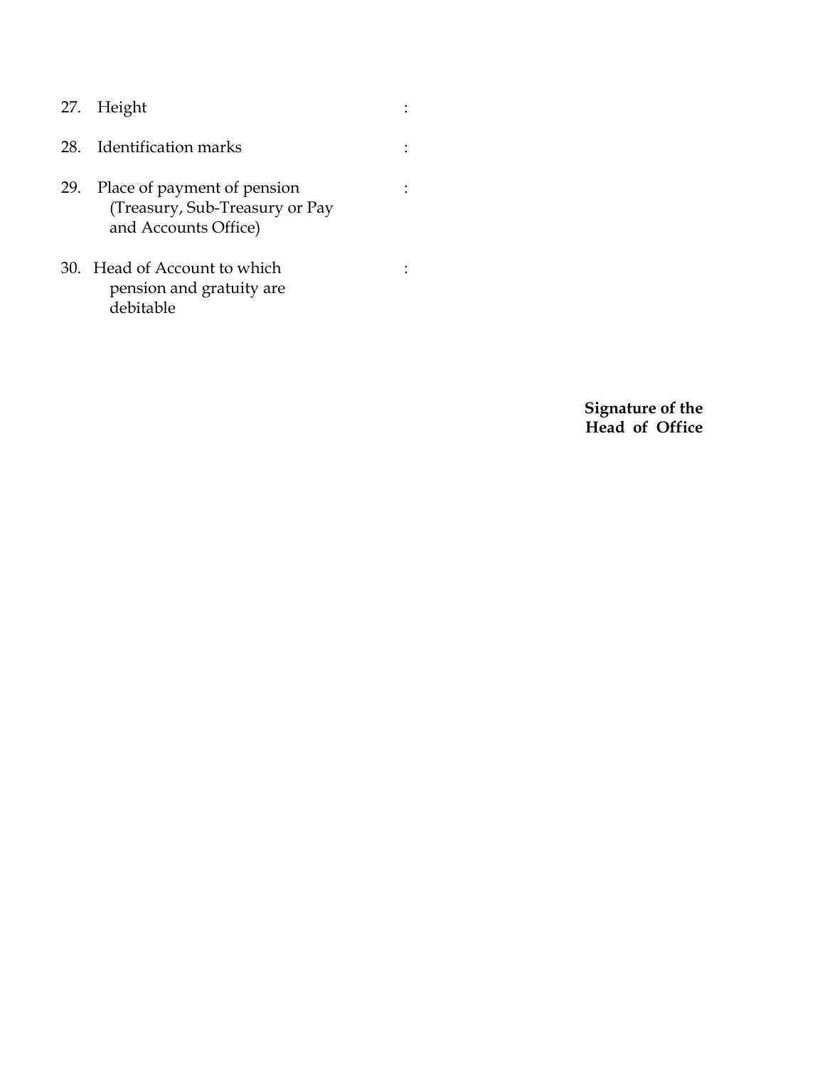27. Height :

28. Identification marks :

29. Place of payment of pension (Treasury, Sub-Treasury or Pay and Accounts Office) :

30. Head of Account to which pension and gratuity are debitable :

**Signature of the Head of Office**